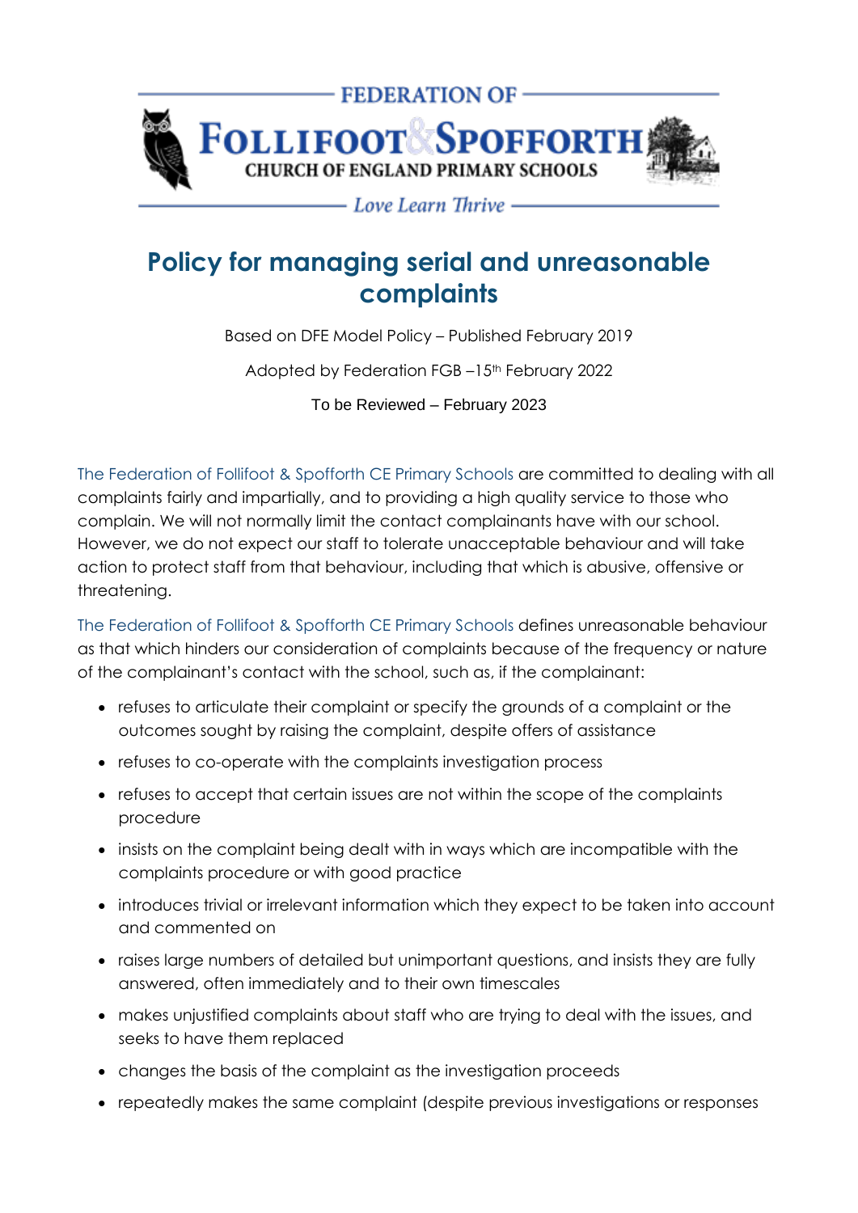FEDERATION OF

FOLLIFOOT & SPOFFORTH

CHURCH OF ENGLAND PRIMARY SCHOOLS

*Love Learn Thrive*

# Policy for managing serial and unreasonable complaints

Based on DFE Model Policy – Published February 2019

Adopted by Federation FGB –15th February 2022

To be Reviewed – February 2023

The Federation of Follifoot & Spofforth CE Primary Schools are committed to dealing with all complaints fairly and impartially, and to providing a high quality service to those who complain. We will not normally limit the contact complainants have with our school. However, we do not expect our staff to tolerate unacceptable behaviour and will take action to protect staff from that behaviour, including that which is abusive, offensive or threatening.

The Federation of Follifoot & Spofforth CE Primary Schools defines unreasonable behaviour as that which hinders our consideration of complaints because of the frequency or nature of the complainant's contact with the school, such as, if the complainant:

- refuses to articulate their complaint or specify the grounds of a complaint or the outcomes sought by raising the complaint, despite offers of assistance
- refuses to co-operate with the complaints investigation process
- refuses to accept that certain issues are not within the scope of the complaints procedure
- insists on the complaint being dealt with in ways which are incompatible with the complaints procedure or with good practice
- introduces trivial or irrelevant information which they expect to be taken into account and commented on
- raises large numbers of detailed but unimportant questions, and insists they are fully answered, often immediately and to their own timescales
- makes unjustified complaints about staff who are trying to deal with the issues, and seeks to have them replaced
- changes the basis of the complaint as the investigation proceeds
- repeatedly makes the same complaint (despite previous investigations or responses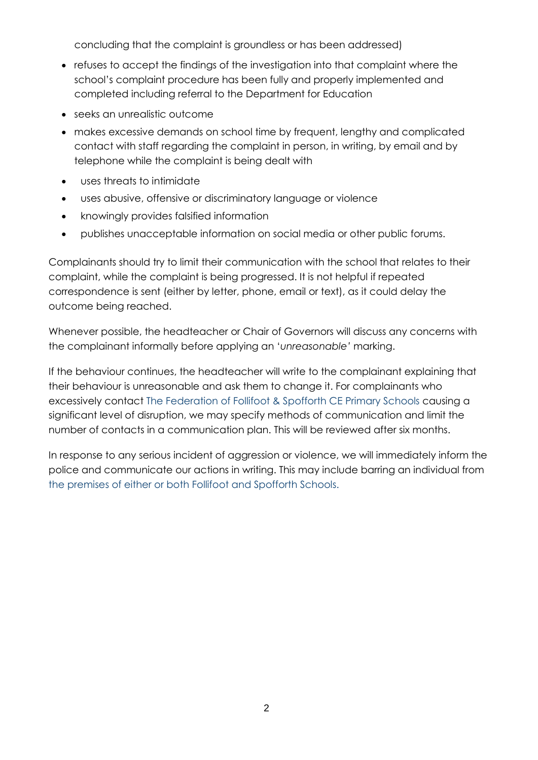concluding that the complaint is groundless or has been addressed)

- refuses to accept the findings of the investigation into that complaint where the school's complaint procedure has been fully and properly implemented and completed including referral to the Department for Education
- seeks an unrealistic outcome
- makes excessive demands on school time by frequent, lengthy and complicated contact with staff regarding the complaint in person, in writing, by email and by telephone while the complaint is being dealt with
- uses threats to intimidate
- uses abusive, offensive or discriminatory language or violence
- knowingly provides falsified information
- publishes unacceptable information on social media or other public forums.

Complainants should try to limit their communication with the school that relates to their complaint, while the complaint is being progressed. It is not helpful if repeated correspondence is sent (either by letter, phone, email or text), as it could delay the outcome being reached.

Whenever possible, the headteacher or Chair of Governors will discuss any concerns with the complainant informally before applying an '*unreasonable*' marking.

If the behaviour continues, the headteacher will write to the complainant explaining that their behaviour is unreasonable and ask them to change it. For complainants who excessively contact The Federation of Follifoot & Spofforth CE Primary Schools causing a significant level of disruption, we may specify methods of communication and limit the number of contacts in a communication plan. This will be reviewed after six months.

In response to any serious incident of aggression or violence, we will immediately inform the police and communicate our actions in writing. This may include barring an individual from the premises of either or both Follifoot and Spofforth Schools.